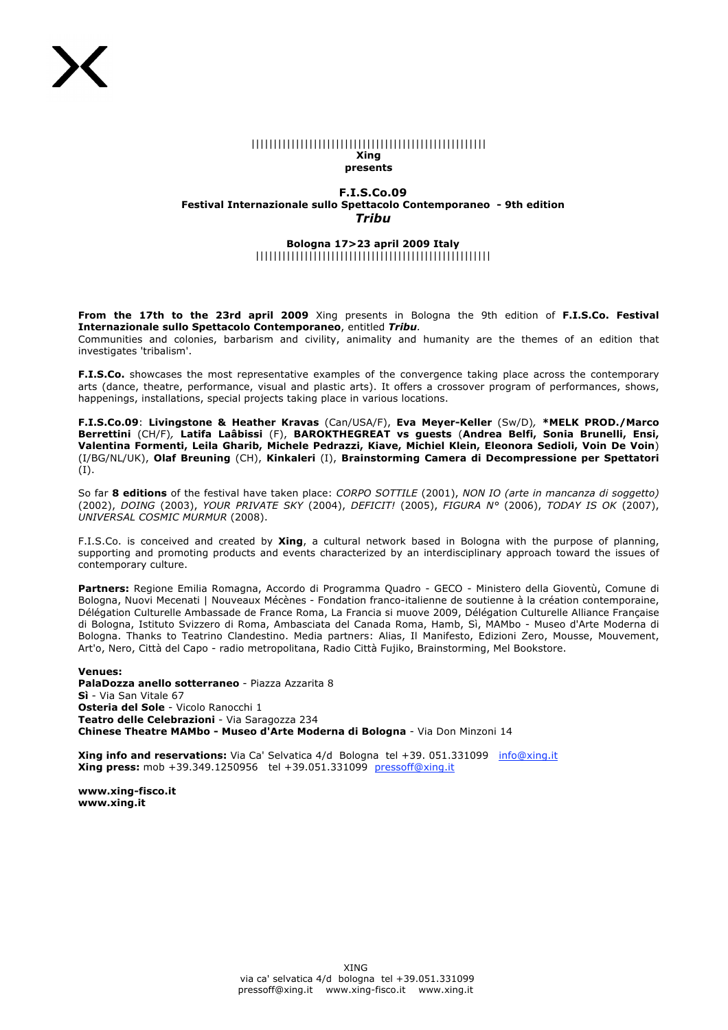|||||||||||||||||||||||||||||||||||||||||||||||||||||||
**Xing**
**presents**

## F.I.S.Co.09
**Festival Internazionale sullo Spettacolo Contemporaneo - 9th edition**
***Tribu***

**Bologna 17>23 april 2009 Italy**
|||||||||||||||||||||||||||||||||||||||||||||||||||||||

**From the 17th to the 23rd april 2009** Xing presents in Bologna the 9th edition of **F.I.S.Co. Festival Internazionale sullo Spettacolo Contemporaneo**, entitled ***Tribu***.
Communities and colonies, barbarism and civility, animality and humanity are the themes of an edition that investigates 'tribalism'.

**F.I.S.Co.** showcases the most representative examples of the convergence taking place across the contemporary arts (dance, theatre, performance, visual and plastic arts). It offers a crossover program of performances, shows, happenings, installations, special projects taking place in various locations.

**F.I.S.Co.09**: **Livingstone & Heather Kravas** (Can/USA/F), **Eva Meyer-Keller** (Sw/D), ***MELK PROD./Marco Berrettini** (CH/F), **Latifa Laâbissi** (F), **BAROKTHEGREAT vs guests** (**Andrea Belfi, Sonia Brunelli, Ensi, Valentina Formenti, Leila Gharib, Michele Pedrazzi, Kiave, Michiel Klein, Eleonora Sedioli, Voin De Voin**) (I/BG/NL/UK), **Olaf Breuning** (CH), **Kinkaleri** (I), **Brainstorming Camera di Decompressione per Spettatori** (I).

So far **8 editions** of the festival have taken place: *CORPO SOTTILE* (2001), *NON IO (arte in mancanza di soggetto)* (2002), *DOING* (2003), *YOUR PRIVATE SKY* (2004), *DEFICIT!* (2005), *FIGURA N°* (2006), *TODAY IS OK* (2007), *UNIVERSAL COSMIC MURMUR* (2008).

F.I.S.Co. is conceived and created by **Xing**, a cultural network based in Bologna with the purpose of planning, supporting and promoting products and events characterized by an interdisciplinary approach toward the issues of contemporary culture.

**Partners:** Regione Emilia Romagna, Accordo di Programma Quadro - GECO - Ministero della Gioventù, Comune di Bologna, Nuovi Mecenati | Nouveaux Mécènes - Fondation franco-italienne de soutienne à la création contemporaine, Délégation Culturelle Ambassade de France Roma, La Francia si muove 2009, Délégation Culturelle Alliance Française di Bologna, Istituto Svizzero di Roma, Ambasciata del Canada Roma, Hamb, Sì, MAMbo - Museo d'Arte Moderna di Bologna. Thanks to Teatrino Clandestino. Media partners: Alias, Il Manifesto, Edizioni Zero, Mousse, Mouvement, Art'o, Nero, Città del Capo - radio metropolitana, Radio Città Fujiko, Brainstorming, Mel Bookstore.

**Venues:**
**PalaDozza anello sotterraneo** - Piazza Azzarita 8
**Sì** - Via San Vitale 67
**Osteria del Sole** - Vicolo Ranocchi 1
**Teatro delle Celebrazioni** - Via Saragozza 234
**Chinese Theatre MAMbo - Museo d'Arte Moderna di Bologna** - Via Don Minzoni 14

**Xing info and reservations:** Via Ca' Selvatica 4/d Bologna tel +39. 051.331099 info@xing.it
**Xing press:** mob +39.349.1250956 tel +39.051.331099 pressoff@xing.it

**www.xing-fisco.it**
**www.xing.it**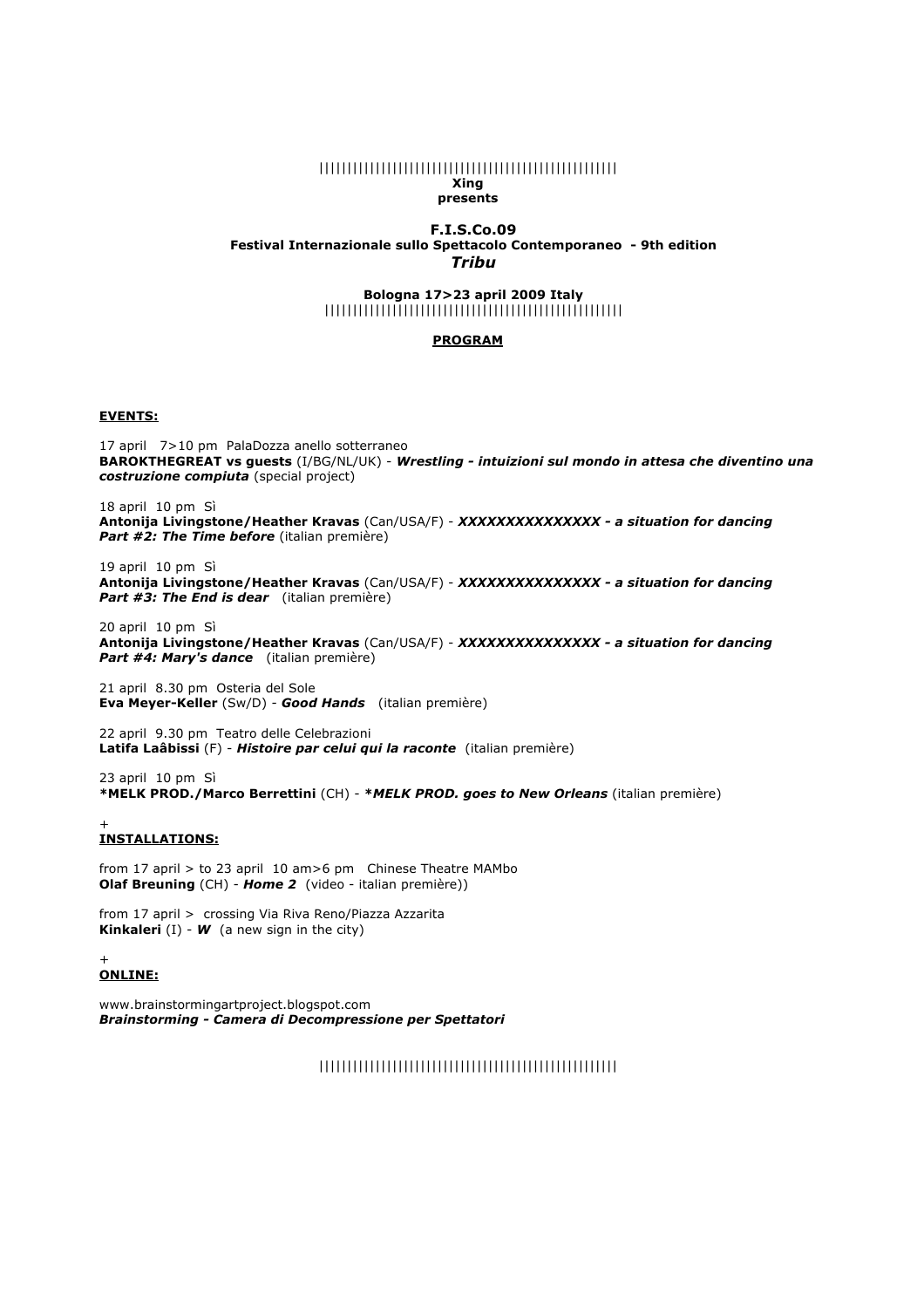||||||||||||||||||||||||||||||||||||||||||||||||||||||||||||
**Xing**
**presents**

**F.I.S.Co.09**
**Festival Internazionale sullo Spettacolo Contemporaneo - 9th edition**
***Tribu***

**Bologna 17>23 april 2009 Italy**
||||||||||||||||||||||||||||||||||||||||||||||||||||||||||||

**PROGRAM**

**EVENTS:**

17 april 7>10 pm PalaDozza anello sotterraneo
**BAROKTHEGREAT vs guests** (I/BG/NL/UK) - ***Wrestling - intuizioni sul mondo in attesa che diventino una costruzione compiuta*** (special project)

18 april 10 pm Sì
**Antonija Livingstone/Heather Kravas** (Can/USA/F) - ***XXXXXXXXXXXXXXX - a situation for dancing Part #2: The Time before*** (italian première)

19 april 10 pm Sì
**Antonija Livingstone/Heather Kravas** (Can/USA/F) - ***XXXXXXXXXXXXXXX - a situation for dancing Part #3: The End is dear*** (italian première)

20 april 10 pm Sì
**Antonija Livingstone/Heather Kravas** (Can/USA/F) - ***XXXXXXXXXXXXXXX - a situation for dancing Part #4: Mary's dance*** (italian première)

21 april 8.30 pm Osteria del Sole
**Eva Meyer-Keller** (Sw/D) - ***Good Hands*** (italian première)

22 april 9.30 pm Teatro delle Celebrazioni
**Latifa Laâbissi** (F) - ***Histoire par celui qui la raconte*** (italian première)

23 april 10 pm Sì
**\*MELK PROD./Marco Berrettini** (CH) - ***\*MELK PROD. goes to New Orleans*** (italian première)

+
**INSTALLATIONS:**

from 17 april > to 23 april 10 am>6 pm Chinese Theatre MAMbo
**Olaf Breuning** (CH) - ***Home 2*** (video - italian première))

from 17 april > crossing Via Riva Reno/Piazza Azzarita
**Kinkaleri** (I) - ***W*** (a new sign in the city)

+
**ONLINE:**

www.brainstormingartproject.blogspot.com
***Brainstorming - Camera di Decompressione per Spettatori***

||||||||||||||||||||||||||||||||||||||||||||||||||||||||||||